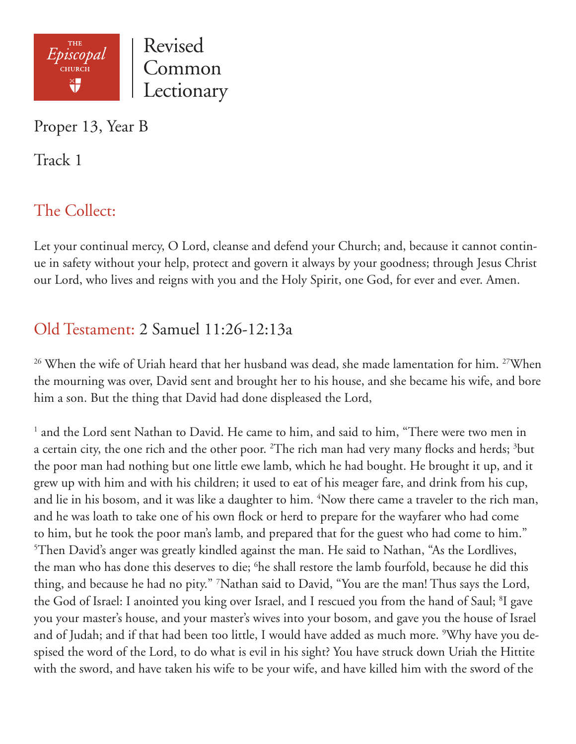The Episcopal Church | Revised Common Lectionary

Proper 13, Year B

Track 1

## The Collect:

Let your continual mercy, O Lord, cleanse and defend your Church; and, because it cannot continue in safety without your help, protect and govern it always by your goodness; through Jesus Christ our Lord, who lives and reigns with you and the Holy Spirit, one God, for ever and ever. Amen.

## Old Testament: 2 Samuel 11:26-12:13a

[26] When the wife of Uriah heard that her husband was dead, she made lamentation for him. [27]When the mourning was over, David sent and brought her to his house, and she became his wife, and bore him a son. But the thing that David had done displeased the Lord,

[1] and the Lord sent Nathan to David. He came to him, and said to him, "There were two men in a certain city, the one rich and the other poor. [2]The rich man had very many flocks and herds; [3]but the poor man had nothing but one little ewe lamb, which he had bought. He brought it up, and it grew up with him and with his children; it used to eat of his meager fare, and drink from his cup, and lie in his bosom, and it was like a daughter to him. [4]Now there came a traveler to the rich man, and he was loath to take one of his own flock or herd to prepare for the wayfarer who had come to him, but he took the poor man's lamb, and prepared that for the guest who had come to him." [5]Then David's anger was greatly kindled against the man. He said to Nathan, "As the Lordlives, the man who has done this deserves to die; [6]he shall restore the lamb fourfold, because he did this thing, and because he had no pity." [7]Nathan said to David, "You are the man! Thus says the Lord, the God of Israel: I anointed you king over Israel, and I rescued you from the hand of Saul; [8]I gave you your master's house, and your master's wives into your bosom, and gave you the house of Israel and of Judah; and if that had been too little, I would have added as much more. [9]Why have you despised the word of the Lord, to do what is evil in his sight? You have struck down Uriah the Hittite with the sword, and have taken his wife to be your wife, and have killed him with the sword of the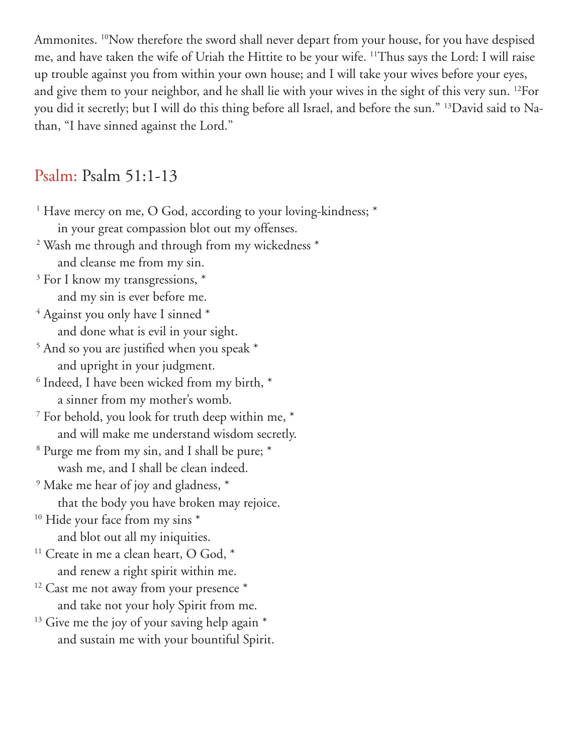Ammonites. [10]Now therefore the sword shall never depart from your house, for you have despised me, and have taken the wife of Uriah the Hittite to be your wife. [11]Thus says the Lord: I will raise up trouble against you from within your own house; and I will take your wives before your eyes, and give them to your neighbor, and he shall lie with your wives in the sight of this very sun. [12]For you did it secretly; but I will do this thing before all Israel, and before the sun." [13]David said to Nathan, "I have sinned against the Lord."

## Psalm: Psalm 51:1-13

[1] Have mercy on me, O God, according to your loving-kindness; *
  in your great compassion blot out my offenses.
[2] Wash me through and through from my wickedness *
  and cleanse me from my sin.
[3] For I know my transgressions, *
  and my sin is ever before me.
[4] Against you only have I sinned *
  and done what is evil in your sight.
[5] And so you are justified when you speak *
  and upright in your judgment.
[6] Indeed, I have been wicked from my birth, *
  a sinner from my mother's womb.
[7] For behold, you look for truth deep within me, *
  and will make me understand wisdom secretly.
[8] Purge me from my sin, and I shall be pure; *
  wash me, and I shall be clean indeed.
[9] Make me hear of joy and gladness, *
  that the body you have broken may rejoice.
[10] Hide your face from my sins *
  and blot out all my iniquities.
[11] Create in me a clean heart, O God, *
  and renew a right spirit within me.
[12] Cast me not away from your presence *
  and take not your holy Spirit from me.
[13] Give me the joy of your saving help again *
  and sustain me with your bountiful Spirit.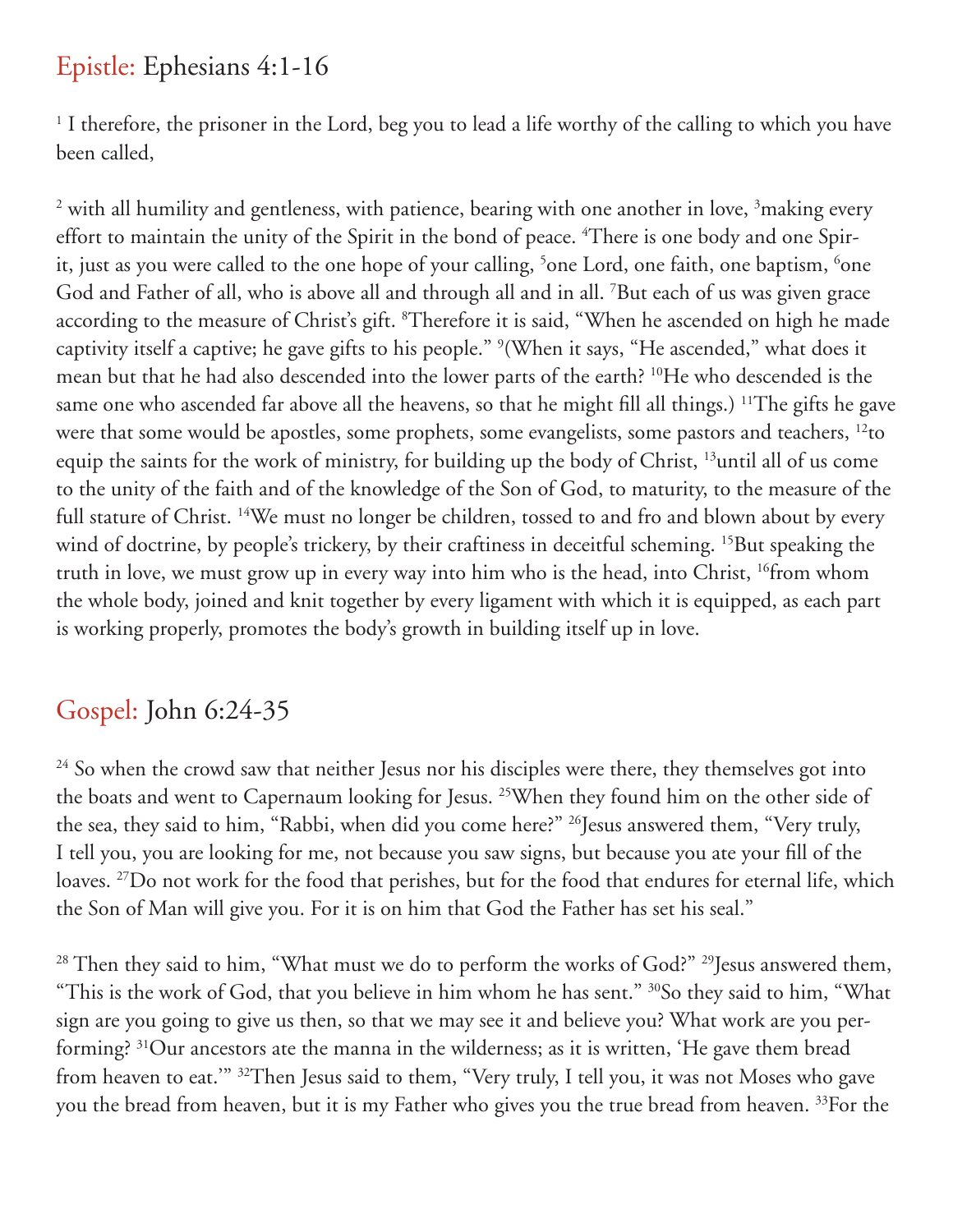## Epistle: Ephesians 4:1-16

[1] I therefore, the prisoner in the Lord, beg you to lead a life worthy of the calling to which you have been called,

[2] with all humility and gentleness, with patience, bearing with one another in love, [3]making every effort to maintain the unity of the Spirit in the bond of peace. [4]There is one body and one Spirit, just as you were called to the one hope of your calling, [5]one Lord, one faith, one baptism, [6]one God and Father of all, who is above all and through all and in all. [7]But each of us was given grace according to the measure of Christ's gift. [8]Therefore it is said, "When he ascended on high he made captivity itself a captive; he gave gifts to his people." [9](When it says, "He ascended," what does it mean but that he had also descended into the lower parts of the earth? [10]He who descended is the same one who ascended far above all the heavens, so that he might fill all things.) [11]The gifts he gave were that some would be apostles, some prophets, some evangelists, some pastors and teachers, [12]to equip the saints for the work of ministry, for building up the body of Christ, [13]until all of us come to the unity of the faith and of the knowledge of the Son of God, to maturity, to the measure of the full stature of Christ. [14]We must no longer be children, tossed to and fro and blown about by every wind of doctrine, by people's trickery, by their craftiness in deceitful scheming. [15]But speaking the truth in love, we must grow up in every way into him who is the head, into Christ, [16]from whom the whole body, joined and knit together by every ligament with which it is equipped, as each part is working properly, promotes the body's growth in building itself up in love.

## Gospel: John 6:24-35

[24] So when the crowd saw that neither Jesus nor his disciples were there, they themselves got into the boats and went to Capernaum looking for Jesus. [25]When they found him on the other side of the sea, they said to him, "Rabbi, when did you come here?" [26]Jesus answered them, "Very truly, I tell you, you are looking for me, not because you saw signs, but because you ate your fill of the loaves. [27]Do not work for the food that perishes, but for the food that endures for eternal life, which the Son of Man will give you. For it is on him that God the Father has set his seal."

[28] Then they said to him, "What must we do to perform the works of God?" [29]Jesus answered them, "This is the work of God, that you believe in him whom he has sent." [30]So they said to him, "What sign are you going to give us then, so that we may see it and believe you? What work are you performing? [31]Our ancestors ate the manna in the wilderness; as it is written, 'He gave them bread from heaven to eat.'" [32]Then Jesus said to them, "Very truly, I tell you, it was not Moses who gave you the bread from heaven, but it is my Father who gives you the true bread from heaven. [33]For the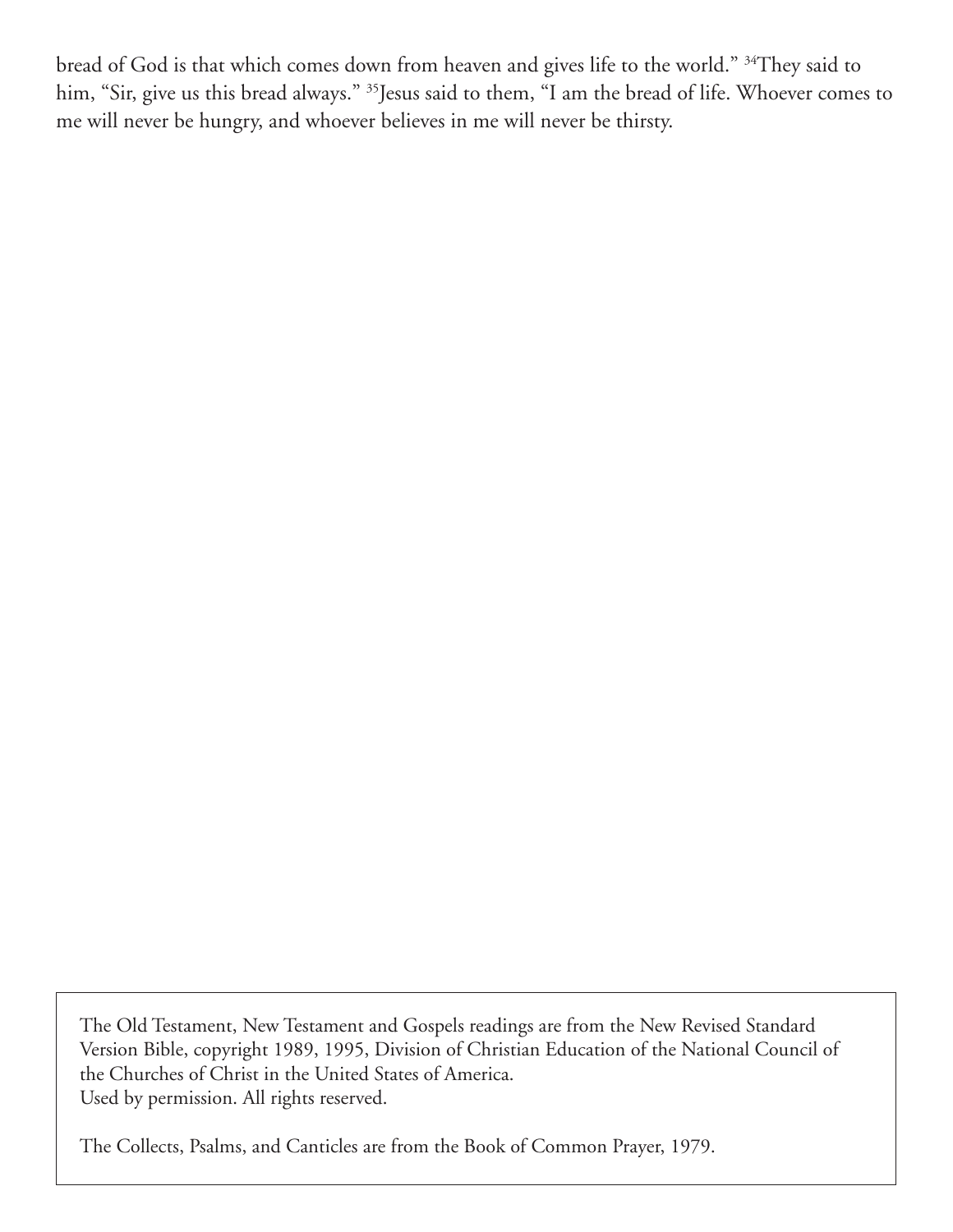bread of God is that which comes down from heaven and gives life to the world." [34]They said to him, "Sir, give us this bread always." [35]Jesus said to them, "I am the bread of life. Whoever comes to me will never be hungry, and whoever believes in me will never be thirsty.

The Old Testament, New Testament and Gospels readings are from the New Revised Standard Version Bible, copyright 1989, 1995, Division of Christian Education of the National Council of the Churches of Christ in the United States of America.
Used by permission. All rights reserved.

The Collects, Psalms, and Canticles are from the Book of Common Prayer, 1979.